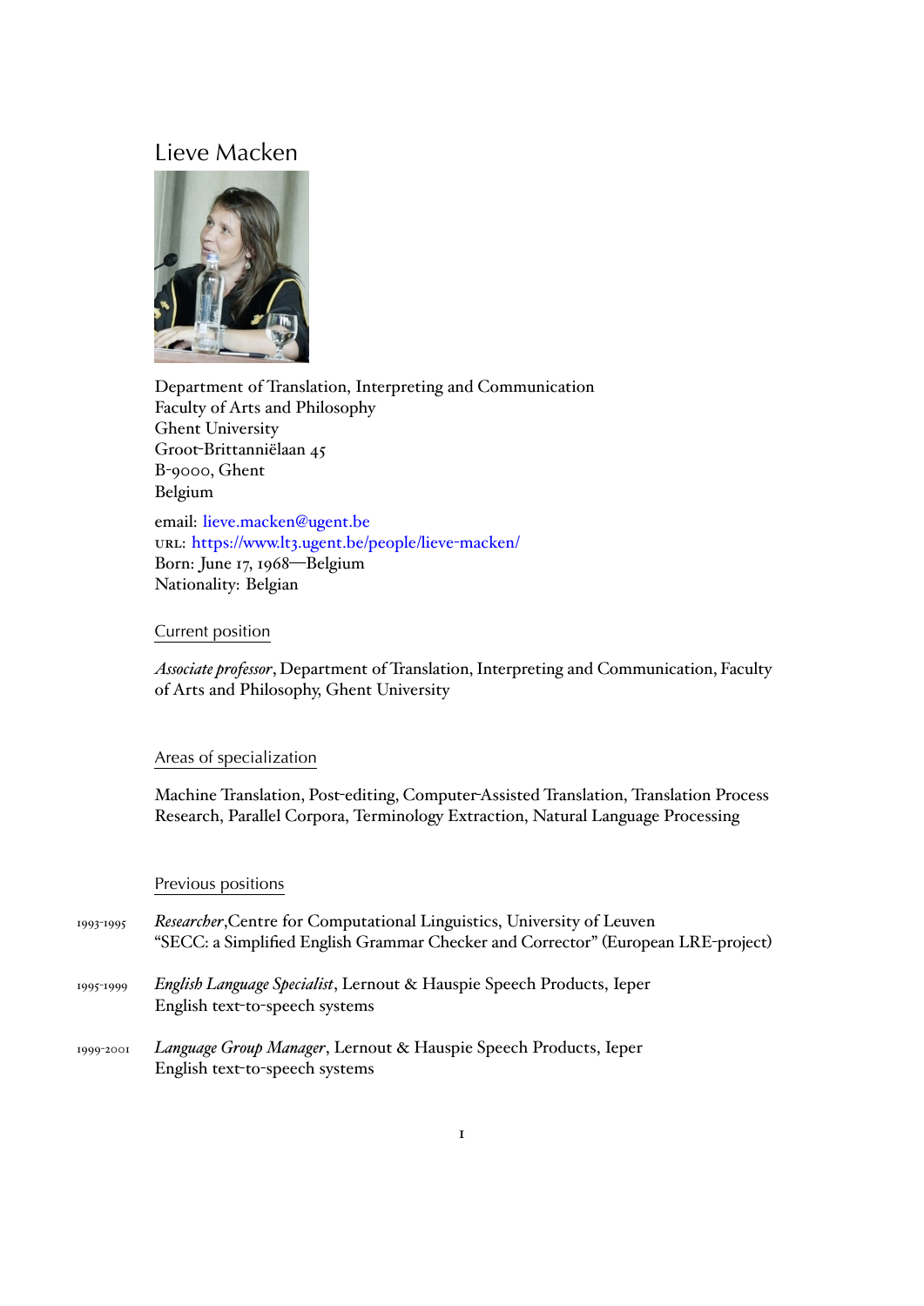# Lieve Macken

Department of Translation, Interpreting and Communication
Faculty of Arts and Philosophy
Ghent University
Groot-Brittanniëlaan 45
B-9000, Ghent
Belgium

email: lieve.macken@ugent.be
URL: https://www.lt3.ugent.be/people/lieve-macken/
Born: June 17, 1968—Belgium
Nationality: Belgian

## Current position

*Associate professor*, Department of Translation, Interpreting and Communication, Faculty of Arts and Philosophy, Ghent University

## Areas of specialization

Machine Translation, Post-editing, Computer-Assisted Translation, Translation Process Research, Parallel Corpora, Terminology Extraction, Natural Language Processing

## Previous positions

1993-1995 *Researcher*,Centre for Computational Linguistics, University of Leuven
"SECC: a Simplified English Grammar Checker and Corrector" (European LRE-project)

1995-1999 *English Language Specialist*, Lernout & Hauspie Speech Products, Ieper
English text-to-speech systems

1999-2001 *Language Group Manager*, Lernout & Hauspie Speech Products, Ieper
English text-to-speech systems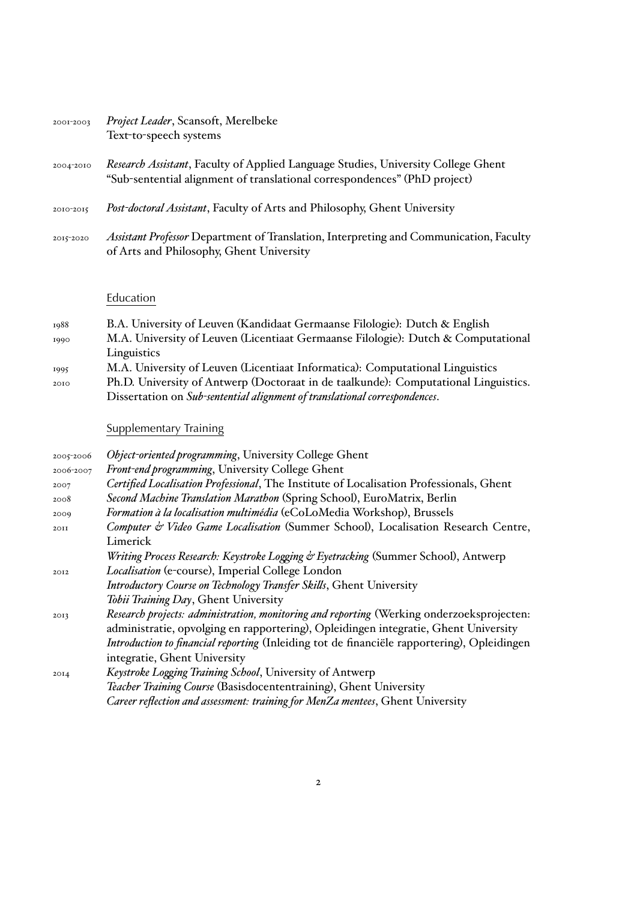2001-2003 *Project Leader*, Scansoft, Merelbeke
Text-to-speech systems

2004-2010 *Research Assistant*, Faculty of Applied Language Studies, University College Ghent
"Sub-sentential alignment of translational correspondences" (PhD project)

2010-2015 *Post-doctoral Assistant*, Faculty of Arts and Philosophy, Ghent University

2015-2020 *Assistant Professor* Department of Translation, Interpreting and Communication, Faculty of Arts and Philosophy, Ghent University

## Education

1988 B.A. University of Leuven (Kandidaat Germaanse Filologie): Dutch & English

1990 M.A. University of Leuven (Licentiaat Germaanse Filologie): Dutch & Computational Linguistics

1995 M.A. University of Leuven (Licentiaat Informatica): Computational Linguistics

2010 Ph.D. University of Antwerp (Doctoraat in de taalkunde): Computational Linguistics. Dissertation on *Sub-sentential alignment of translational correspondences*.

## Supplementary Training

2005-2006 *Object-oriented programming*, University College Ghent

2006-2007 *Front-end programming*, University College Ghent

2007 *Certified Localisation Professional*, The Institute of Localisation Professionals, Ghent

2008 *Second Machine Translation Marathon* (Spring School), EuroMatrix, Berlin

2009 *Formation à la localisation multimédia* (eCoLoMedia Workshop), Brussels

2011 *Computer & Video Game Localisation* (Summer School), Localisation Research Centre, Limerick
*Writing Process Research: Keystroke Logging & Eyetracking* (Summer School), Antwerp

2012 *Localisation* (e-course), Imperial College London
*Introductory Course on Technology Transfer Skills*, Ghent University
*Tobii Training Day*, Ghent University

2013 *Research projects: administration, monitoring and reporting* (Werking onderzoeksprojecten: administratie, opvolging en rapportering), Opleidingen integratie, Ghent University
*Introduction to financial reporting* (Inleiding tot de financiële rapportering), Opleidingen integratie, Ghent University

2014 *Keystroke Logging Training School*, University of Antwerp
*Teacher Training Course* (Basisdocententraining), Ghent University
*Career reflection and assessment: training for MenZa mentees*, Ghent University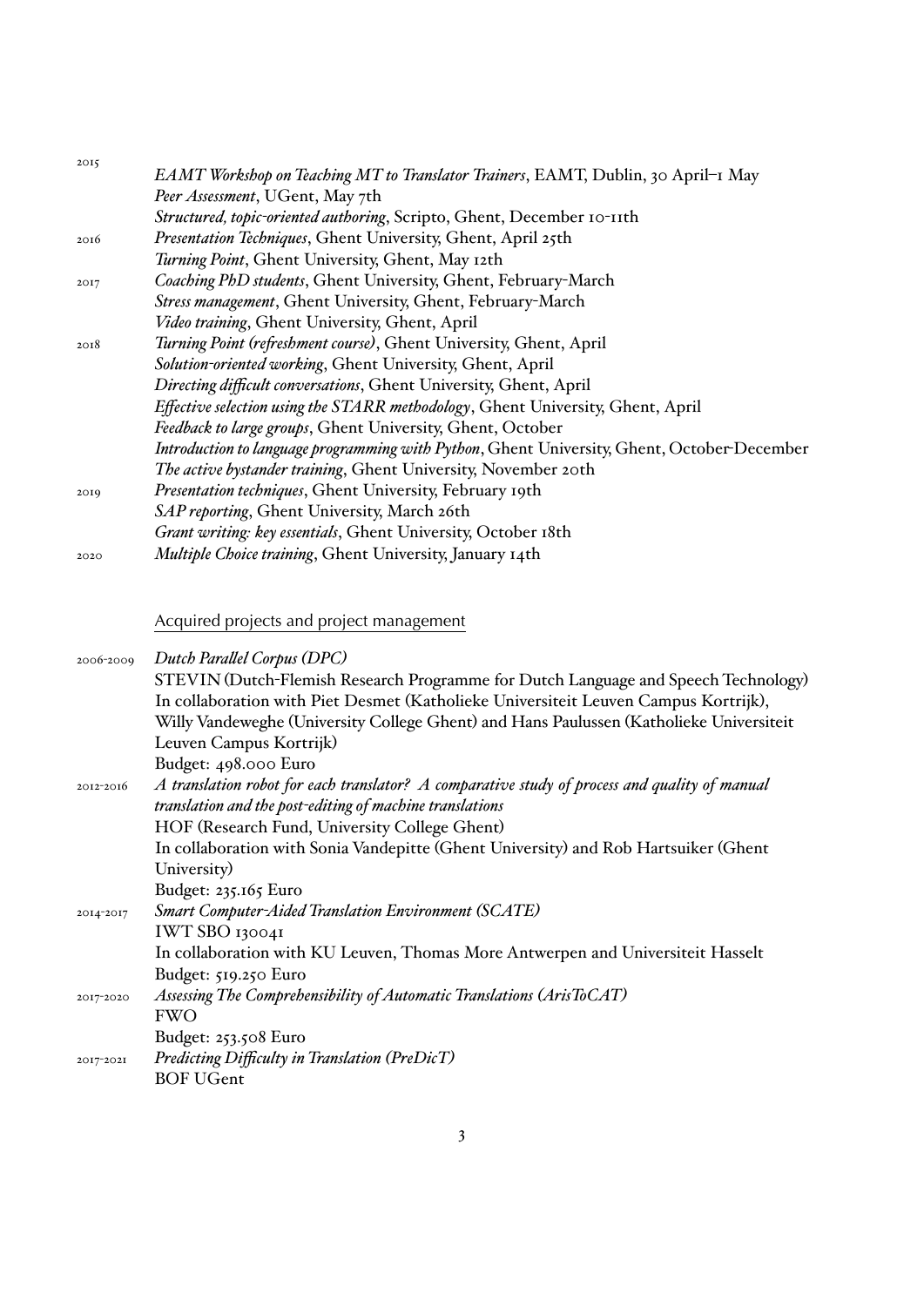2015 *EAMT Workshop on Teaching MT to Translator Trainers*, EAMT, Dublin, 30 April–1 May
*Peer Assessment*, UGent, May 7th
*Structured, topic-oriented authoring*, Scripto, Ghent, December 10-11th

2016 *Presentation Techniques*, Ghent University, Ghent, April 25th
*Turning Point*, Ghent University, Ghent, May 12th

2017 *Coaching PhD students*, Ghent University, Ghent, February-March
*Stress management*, Ghent University, Ghent, February-March
*Video training*, Ghent University, Ghent, April

2018 *Turning Point (refreshment course)*, Ghent University, Ghent, April
*Solution-oriented working*, Ghent University, Ghent, April
*Directing difficult conversations*, Ghent University, Ghent, April
*Effective selection using the STARR methodology*, Ghent University, Ghent, April
*Feedback to large groups*, Ghent University, Ghent, October
*Introduction to language programming with Python*, Ghent University, Ghent, October-December
*The active bystander training*, Ghent University, November 20th

2019 *Presentation techniques*, Ghent University, February 19th
*SAP reporting*, Ghent University, March 26th
*Grant writing: key essentials*, Ghent University, October 18th

2020 *Multiple Choice training*, Ghent University, January 14th

## Acquired projects and project management

2006-2009 *Dutch Parallel Corpus (DPC)*
STEVIN (Dutch-Flemish Research Programme for Dutch Language and Speech Technology)
In collaboration with Piet Desmet (Katholieke Universiteit Leuven Campus Kortrijk), Willy Vandeweghe (University College Ghent) and Hans Paulussen (Katholieke Universiteit Leuven Campus Kortrijk)
Budget: 498.000 Euro

2012-2016 *A translation robot for each translator? A comparative study of process and quality of manual translation and the post-editing of machine translations*
HOF (Research Fund, University College Ghent)
In collaboration with Sonia Vandepitte (Ghent University) and Rob Hartsuiker (Ghent University)
Budget: 235.165 Euro

2014-2017 *Smart Computer-Aided Translation Environment (SCATE)*
IWT SBO 130041
In collaboration with KU Leuven, Thomas More Antwerpen and Universiteit Hasselt
Budget: 519.250 Euro

2017-2020 *Assessing The Comprehensibility of Automatic Translations (ArisToCAT)*
FWO
Budget: 253.508 Euro

2017-2021 *Predicting Difficulty in Translation (PreDicT)*
BOF UGent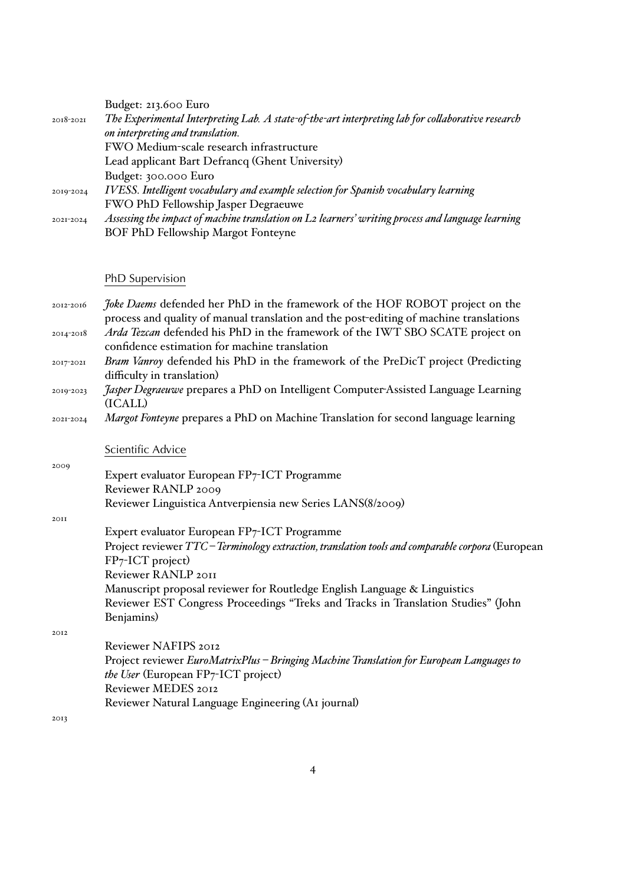Budget: 213.600 Euro

2018-2021 *The Experimental Interpreting Lab. A state-of-the-art interpreting lab for collaborative research on interpreting and translation.*
FWO Medium-scale research infrastructure
Lead applicant Bart Defrancq (Ghent University)
Budget: 300.000 Euro

2019-2024 *IVESS. Intelligent vocabulary and example selection for Spanish vocabulary learning*
FWO PhD Fellowship Jasper Degraeuwe

2021-2024 *Assessing the impact of machine translation on L2 learners' writing process and language learning*
BOF PhD Fellowship Margot Fonteyne

## PhD Supervision

2012-2016 *Joke Daems* defended her PhD in the framework of the HOF ROBOT project on the process and quality of manual translation and the post-editing of machine translations

2014-2018 *Arda Tezcan* defended his PhD in the framework of the IWT SBO SCATE project on confidence estimation for machine translation

2017-2021 *Bram Vanroy* defended his PhD in the framework of the PreDicT project (Predicting difficulty in translation)

2019-2023 *Jasper Degraeuwe* prepares a PhD on Intelligent Computer-Assisted Language Learning (ICALL)

2021-2024 *Margot Fonteyne* prepares a PhD on Machine Translation for second language learning

## Scientific Advice

2009

Expert evaluator European FP7-ICT Programme
Reviewer RANLP 2009
Reviewer Linguistica Antverpiensia new Series LANS(8/2009)

2011

Expert evaluator European FP7-ICT Programme
Project reviewer *TTC – Terminology extraction, translation tools and comparable corpora* (European FP7-ICT project)
Reviewer RANLP 2011
Manuscript proposal reviewer for Routledge English Language & Linguistics
Reviewer EST Congress Proceedings "Treks and Tracks in Translation Studies" (John Benjamins)

2012

Reviewer NAFIPS 2012
Project reviewer *EuroMatrixPlus – Bringing Machine Translation for European Languages to the User* (European FP7-ICT project)
Reviewer MEDES 2012
Reviewer Natural Language Engineering (A1 journal)

2013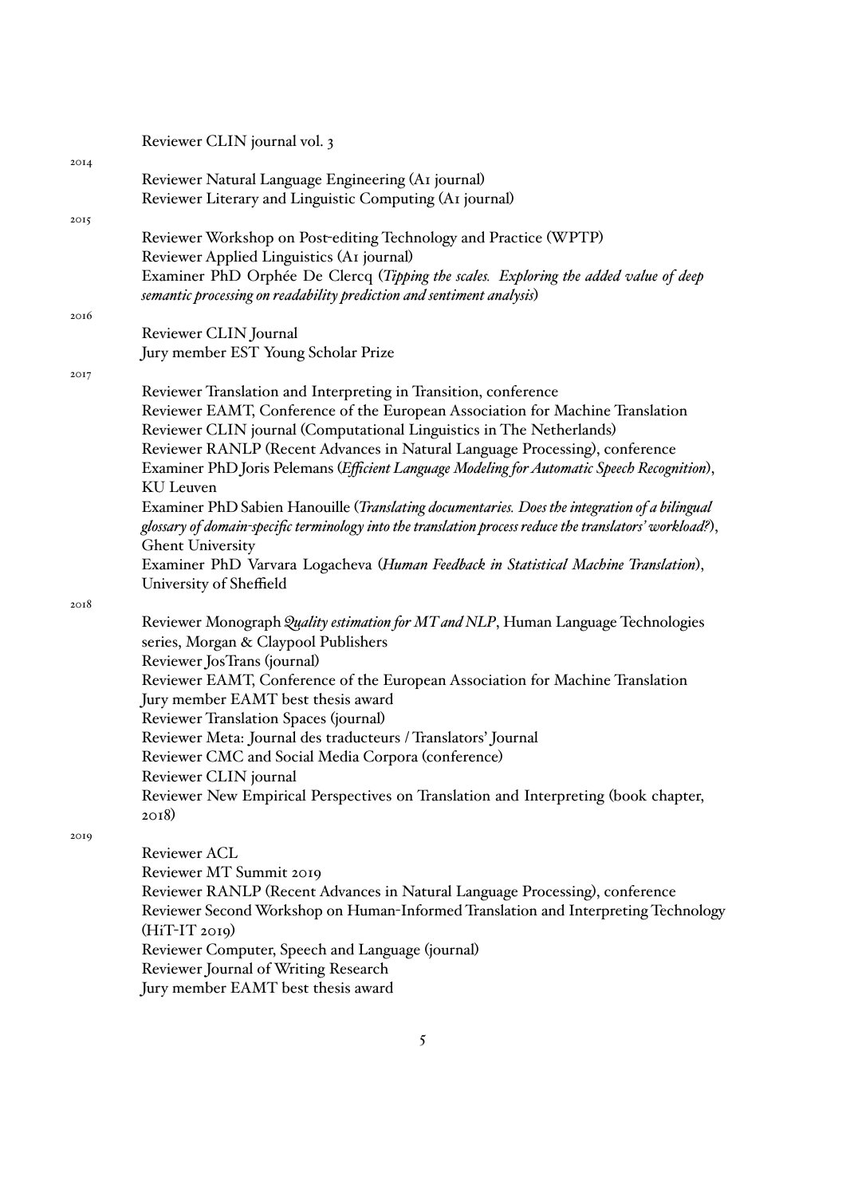Reviewer CLIN journal vol. 3

2014

Reviewer Natural Language Engineering (A1 journal)
Reviewer Literary and Linguistic Computing (A1 journal)

2015

Reviewer Workshop on Post-editing Technology and Practice (WPTP)
Reviewer Applied Linguistics (A1 journal)
Examiner PhD Orphée De Clercq (*Tipping the scales. Exploring the added value of deep semantic processing on readability prediction and sentiment analysis*)

2016

Reviewer CLIN Journal
Jury member EST Young Scholar Prize

2017

Reviewer Translation and Interpreting in Transition, conference
Reviewer EAMT, Conference of the European Association for Machine Translation
Reviewer CLIN journal (Computational Linguistics in The Netherlands)
Reviewer RANLP (Recent Advances in Natural Language Processing), conference
Examiner PhD Joris Pelemans (*Efficient Language Modeling for Automatic Speech Recognition*), KU Leuven
Examiner PhD Sabien Hanouille (*Translating documentaries. Does the integration of a bilingual glossary of domain-specific terminology into the translation process reduce the translators' workload?*), Ghent University
Examiner PhD Varvara Logacheva (*Human Feedback in Statistical Machine Translation*), University of Sheffield

2018

Reviewer Monograph *Quality estimation for MT and NLP*, Human Language Technologies series, Morgan & Claypool Publishers
Reviewer JosTrans (journal)
Reviewer EAMT, Conference of the European Association for Machine Translation
Jury member EAMT best thesis award
Reviewer Translation Spaces (journal)
Reviewer Meta: Journal des traducteurs / Translators' Journal
Reviewer CMC and Social Media Corpora (conference)
Reviewer CLIN journal
Reviewer New Empirical Perspectives on Translation and Interpreting (book chapter, 2018)

2019

Reviewer ACL
Reviewer MT Summit 2019
Reviewer RANLP (Recent Advances in Natural Language Processing), conference
Reviewer Second Workshop on Human-Informed Translation and Interpreting Technology (HiT-IT 2019)
Reviewer Computer, Speech and Language (journal)
Reviewer Journal of Writing Research
Jury member EAMT best thesis award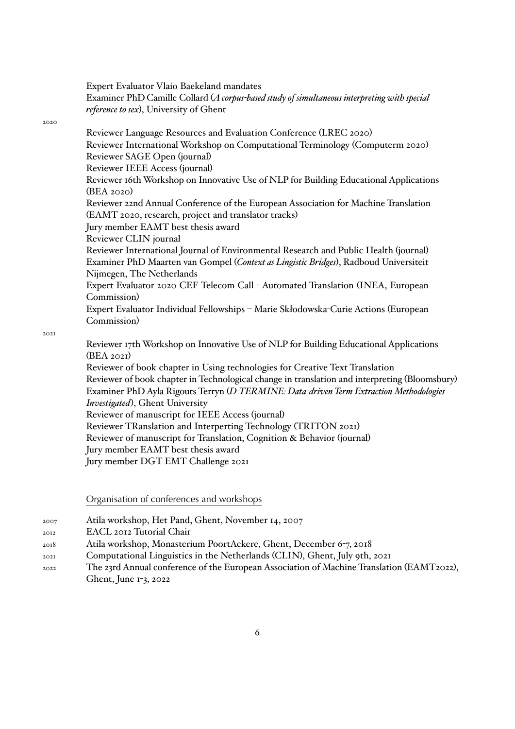Expert Evaluator Vlaio Baekeland mandates
Examiner PhD Camille Collard (*A corpus-based study of simultaneous interpreting with special reference to sex*), University of Ghent

2020

Reviewer Language Resources and Evaluation Conference (LREC 2020)
Reviewer International Workshop on Computational Terminology (Computerm 2020)
Reviewer SAGE Open (journal)
Reviewer IEEE Access (journal)
Reviewer 16th Workshop on Innovative Use of NLP for Building Educational Applications (BEA 2020)
Reviewer 22nd Annual Conference of the European Association for Machine Translation (EAMT 2020, research, project and translator tracks)
Jury member EAMT best thesis award
Reviewer CLIN journal
Reviewer International Journal of Environmental Research and Public Health (journal)
Examiner PhD Maarten van Gompel (*Context as Lingistic Bridges*), Radboud Universiteit Nijmegen, The Netherlands
Expert Evaluator 2020 CEF Telecom Call - Automated Translation (INEA, European Commission)
Expert Evaluator Individual Fellowships – Marie Skłodowska-Curie Actions (European Commission)

2021

Reviewer 17th Workshop on Innovative Use of NLP for Building Educational Applications (BEA 2021)
Reviewer of book chapter in Using technologies for Creative Text Translation
Reviewer of book chapter in Technological change in translation and interpreting (Bloomsbury)
Examiner PhD Ayla Rigouts Terryn (*D-TERMINE: Data-driven Term Extraction Methodologies Investigated*), Ghent University
Reviewer of manuscript for IEEE Access (journal)
Reviewer TRanslation and Interperting Technology (TRITON 2021)
Reviewer of manuscript for Translation, Cognition & Behavior (journal)
Jury member EAMT best thesis award
Jury member DGT EMT Challenge 2021

## Organisation of conferences and workshops

2007 Atila workshop, Het Pand, Ghent, November 14, 2007
2012 EACL 2012 Tutorial Chair
2018 Atila workshop, Monasterium PoortAckere, Ghent, December 6-7, 2018
2021 Computational Linguistics in the Netherlands (CLIN), Ghent, July 9th, 2021
2022 The 23rd Annual conference of the European Association of Machine Translation (EAMT2022), Ghent, June 1-3, 2022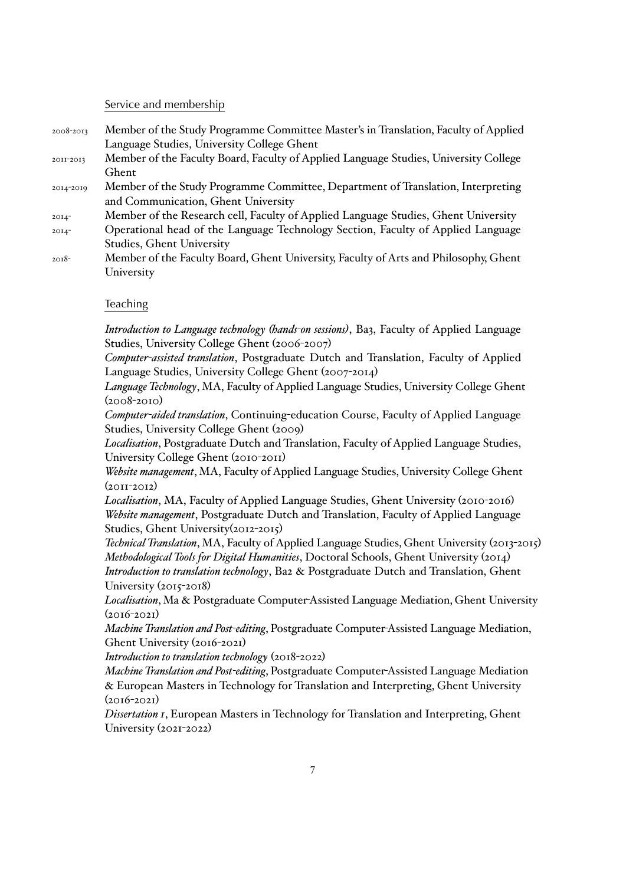## Service and membership

2008-2013 Member of the Study Programme Committee Master's in Translation, Faculty of Applied Language Studies, University College Ghent

2011-2013 Member of the Faculty Board, Faculty of Applied Language Studies, University College Ghent

2014-2019 Member of the Study Programme Committee, Department of Translation, Interpreting and Communication, Ghent University

2014- Member of the Research cell, Faculty of Applied Language Studies, Ghent University

2014- Operational head of the Language Technology Section, Faculty of Applied Language Studies, Ghent University

2018- Member of the Faculty Board, Ghent University, Faculty of Arts and Philosophy, Ghent University

## Teaching

*Introduction to Language technology (hands-on sessions)*, Ba3, Faculty of Applied Language Studies, University College Ghent (2006-2007)

*Computer-assisted translation*, Postgraduate Dutch and Translation, Faculty of Applied Language Studies, University College Ghent (2007-2014)

*Language Technology*, MA, Faculty of Applied Language Studies, University College Ghent (2008-2010)

*Computer-aided translation*, Continuing-education Course, Faculty of Applied Language Studies, University College Ghent (2009)

*Localisation*, Postgraduate Dutch and Translation, Faculty of Applied Language Studies, University College Ghent (2010-2011)

*Website management*, MA, Faculty of Applied Language Studies, University College Ghent (2011-2012)

*Localisation*, MA, Faculty of Applied Language Studies, Ghent University (2010-2016)

*Website management*, Postgraduate Dutch and Translation, Faculty of Applied Language Studies, Ghent University(2012-2015)

*Technical Translation*, MA, Faculty of Applied Language Studies, Ghent University (2013-2015)

*Methodological Tools for Digital Humanities*, Doctoral Schools, Ghent University (2014)

*Introduction to translation technology*, Ba2 & Postgraduate Dutch and Translation, Ghent University (2015-2018)

*Localisation*, Ma & Postgraduate Computer-Assisted Language Mediation, Ghent University (2016-2021)

*Machine Translation and Post-editing*, Postgraduate Computer-Assisted Language Mediation, Ghent University (2016-2021)

*Introduction to translation technology* (2018-2022)

*Machine Translation and Post-editing*, Postgraduate Computer-Assisted Language Mediation & European Masters in Technology for Translation and Interpreting, Ghent University (2016-2021)

*Dissertation 1*, European Masters in Technology for Translation and Interpreting, Ghent University (2021-2022)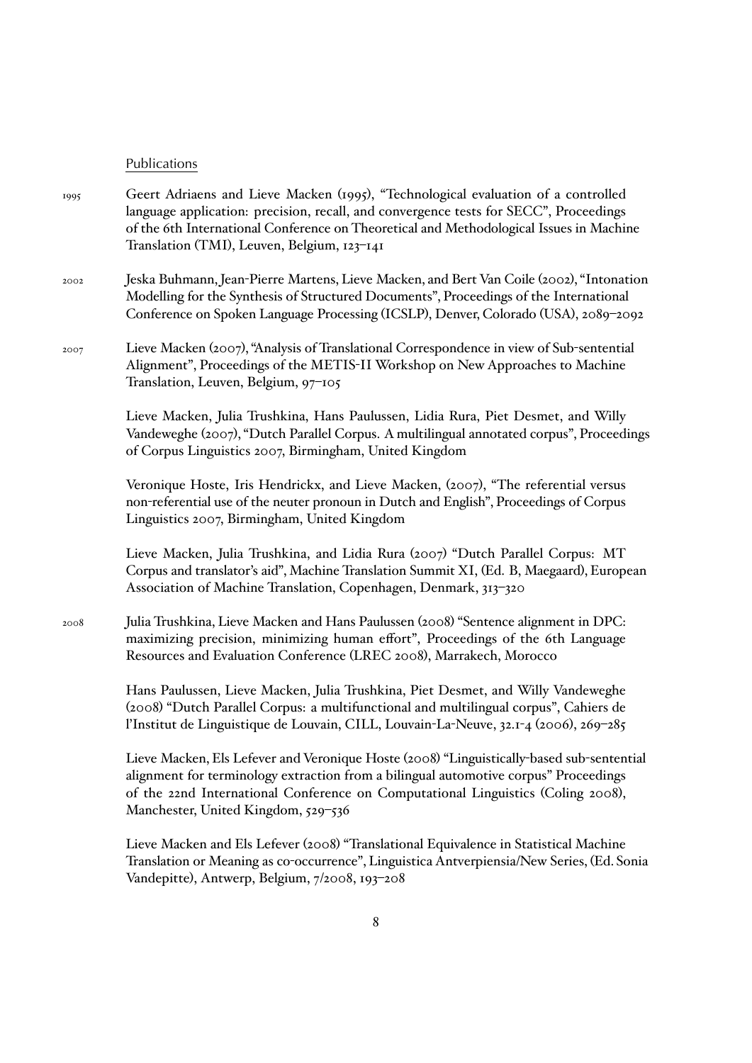## Publications

1995 Geert Adriaens and Lieve Macken (1995), "Technological evaluation of a controlled language application: precision, recall, and convergence tests for SECC", Proceedings of the 6th International Conference on Theoretical and Methodological Issues in Machine Translation (TMI), Leuven, Belgium, 123–141

2002 Jeska Buhmann, Jean-Pierre Martens, Lieve Macken, and Bert Van Coile (2002), "Intonation Modelling for the Synthesis of Structured Documents", Proceedings of the International Conference on Spoken Language Processing (ICSLP), Denver, Colorado (USA), 2089–2092

2007 Lieve Macken (2007), "Analysis of Translational Correspondence in view of Sub-sentential Alignment", Proceedings of the METIS-II Workshop on New Approaches to Machine Translation, Leuven, Belgium, 97–105

Lieve Macken, Julia Trushkina, Hans Paulussen, Lidia Rura, Piet Desmet, and Willy Vandeweghe (2007), "Dutch Parallel Corpus. A multilingual annotated corpus", Proceedings of Corpus Linguistics 2007, Birmingham, United Kingdom

Veronique Hoste, Iris Hendrickx, and Lieve Macken, (2007), "The referential versus non-referential use of the neuter pronoun in Dutch and English", Proceedings of Corpus Linguistics 2007, Birmingham, United Kingdom

Lieve Macken, Julia Trushkina, and Lidia Rura (2007) "Dutch Parallel Corpus: MT Corpus and translator's aid", Machine Translation Summit XI, (Ed. B, Maegaard), European Association of Machine Translation, Copenhagen, Denmark, 313–320

2008 Julia Trushkina, Lieve Macken and Hans Paulussen (2008) "Sentence alignment in DPC: maximizing precision, minimizing human effort", Proceedings of the 6th Language Resources and Evaluation Conference (LREC 2008), Marrakech, Morocco

Hans Paulussen, Lieve Macken, Julia Trushkina, Piet Desmet, and Willy Vandeweghe (2008) "Dutch Parallel Corpus: a multifunctional and multilingual corpus", Cahiers de l'Institut de Linguistique de Louvain, CILL, Louvain-La-Neuve, 32.1-4 (2006), 269–285

Lieve Macken, Els Lefever and Veronique Hoste (2008) "Linguistically-based sub-sentential alignment for terminology extraction from a bilingual automotive corpus" Proceedings of the 22nd International Conference on Computational Linguistics (Coling 2008), Manchester, United Kingdom, 529–536

Lieve Macken and Els Lefever (2008) "Translational Equivalence in Statistical Machine Translation or Meaning as co-occurrence", Linguistica Antverpiensia/New Series, (Ed. Sonia Vandepitte), Antwerp, Belgium, 7/2008, 193–208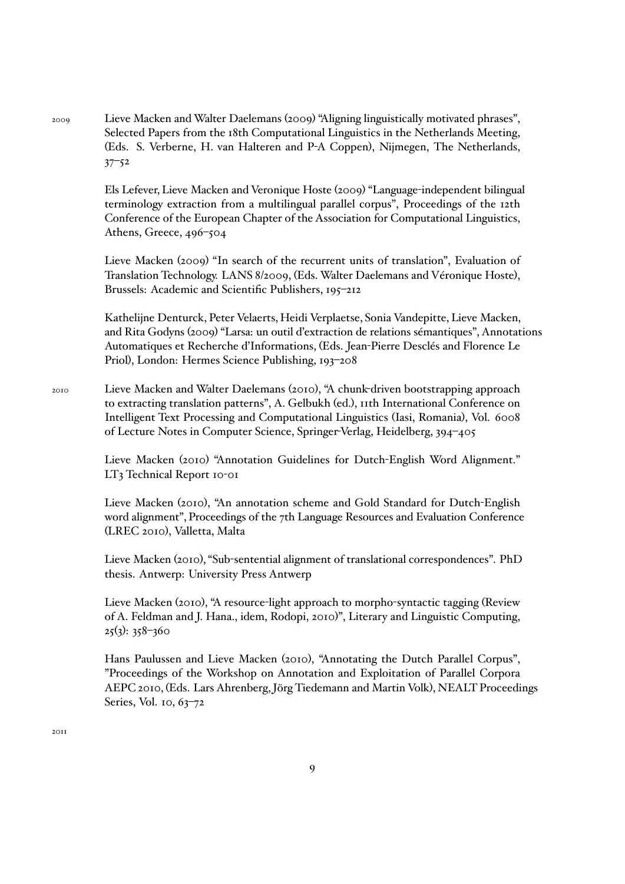2009

Lieve Macken and Walter Daelemans (2009) "Aligning linguistically motivated phrases", Selected Papers from the 18th Computational Linguistics in the Netherlands Meeting, (Eds. S. Verberne, H. van Halteren and P-A Coppen), Nijmegen, The Netherlands, 37–52

Els Lefever, Lieve Macken and Veronique Hoste (2009) "Language-independent bilingual terminology extraction from a multilingual parallel corpus", Proceedings of the 12th Conference of the European Chapter of the Association for Computational Linguistics, Athens, Greece, 496–504

Lieve Macken (2009) "In search of the recurrent units of translation", Evaluation of Translation Technology. LANS 8/2009, (Eds. Walter Daelemans and Véronique Hoste), Brussels: Academic and Scientific Publishers, 195–212

Kathelijne Denturck, Peter Velaerts, Heidi Verplaetse, Sonia Vandepitte, Lieve Macken, and Rita Godyns (2009) "Larsa: un outil d'extraction de relations sémantiques", Annotations Automatiques et Recherche d'Informations, (Eds. Jean-Pierre Desclés and Florence Le Priol), London: Hermes Science Publishing, 193–208

2010

Lieve Macken and Walter Daelemans (2010), "A chunk-driven bootstrapping approach to extracting translation patterns", A. Gelbukh (ed.), 11th International Conference on Intelligent Text Processing and Computational Linguistics (Iasi, Romania), Vol. 6008 of Lecture Notes in Computer Science, Springer-Verlag, Heidelberg, 394–405

Lieve Macken (2010) "Annotation Guidelines for Dutch-English Word Alignment." LT3 Technical Report 10-01

Lieve Macken (2010), "An annotation scheme and Gold Standard for Dutch-English word alignment", Proceedings of the 7th Language Resources and Evaluation Conference (LREC 2010), Valletta, Malta

Lieve Macken (2010), "Sub-sentential alignment of translational correspondences". PhD thesis. Antwerp: University Press Antwerp

Lieve Macken (2010), "A resource-light approach to morpho-syntactic tagging (Review of A. Feldman and J. Hana., idem, Rodopi, 2010)", Literary and Linguistic Computing, 25(3): 358–360

Hans Paulussen and Lieve Macken (2010), "Annotating the Dutch Parallel Corpus", "Proceedings of the Workshop on Annotation and Exploitation of Parallel Corpora AEPC 2010, (Eds. Lars Ahrenberg, Jörg Tiedemann and Martin Volk), NEALT Proceedings Series, Vol. 10, 63–72

2011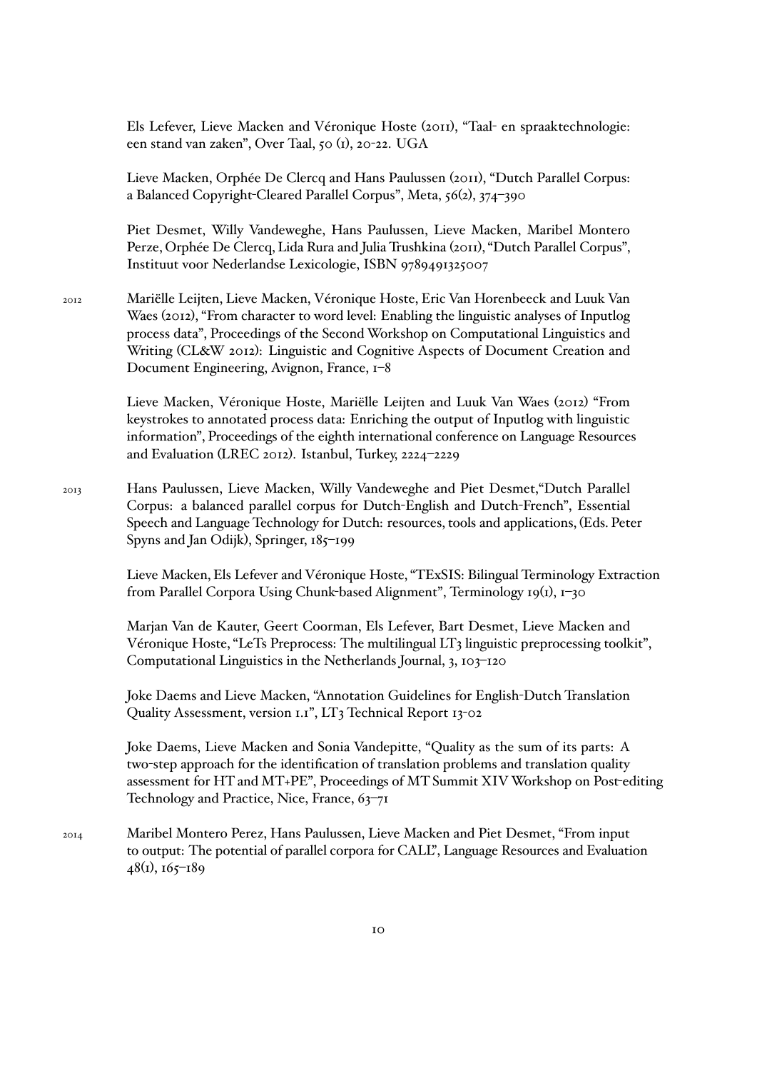Els Lefever, Lieve Macken and Véronique Hoste (2011), "Taal- en spraaktechnologie: een stand van zaken", Over Taal, 50 (1), 20-22. UGA

Lieve Macken, Orphée De Clercq and Hans Paulussen (2011), "Dutch Parallel Corpus: a Balanced Copyright-Cleared Parallel Corpus", Meta, 56(2), 374–390

Piet Desmet, Willy Vandeweghe, Hans Paulussen, Lieve Macken, Maribel Montero Perze, Orphée De Clercq, Lida Rura and Julia Trushkina (2011), "Dutch Parallel Corpus", Instituut voor Nederlandse Lexicologie, ISBN 9789491325007

2012 Mariëlle Leijten, Lieve Macken, Véronique Hoste, Eric Van Horenbeeck and Luuk Van Waes (2012), "From character to word level: Enabling the linguistic analyses of Inputlog process data", Proceedings of the Second Workshop on Computational Linguistics and Writing (CL&W 2012): Linguistic and Cognitive Aspects of Document Creation and Document Engineering, Avignon, France, 1–8

Lieve Macken, Véronique Hoste, Mariëlle Leijten and Luuk Van Waes (2012) "From keystrokes to annotated process data: Enriching the output of Inputlog with linguistic information", Proceedings of the eighth international conference on Language Resources and Evaluation (LREC 2012). Istanbul, Turkey, 2224–2229

2013 Hans Paulussen, Lieve Macken, Willy Vandeweghe and Piet Desmet,"Dutch Parallel Corpus: a balanced parallel corpus for Dutch-English and Dutch-French", Essential Speech and Language Technology for Dutch: resources, tools and applications, (Eds. Peter Spyns and Jan Odijk), Springer, 185–199

Lieve Macken, Els Lefever and Véronique Hoste, "TExSIS: Bilingual Terminology Extraction from Parallel Corpora Using Chunk-based Alignment", Terminology 19(1), 1–30

Marjan Van de Kauter, Geert Coorman, Els Lefever, Bart Desmet, Lieve Macken and Véronique Hoste, "LeTs Preprocess: The multilingual LT3 linguistic preprocessing toolkit", Computational Linguistics in the Netherlands Journal, 3, 103–120

Joke Daems and Lieve Macken, "Annotation Guidelines for English-Dutch Translation Quality Assessment, version 1.1", LT3 Technical Report 13-02

Joke Daems, Lieve Macken and Sonia Vandepitte, "Quality as the sum of its parts: A two-step approach for the identification of translation problems and translation quality assessment for HT and MT+PE", Proceedings of MT Summit XIV Workshop on Post-editing Technology and Practice, Nice, France, 63–71

2014 Maribel Montero Perez, Hans Paulussen, Lieve Macken and Piet Desmet, "From input to output: The potential of parallel corpora for CALL", Language Resources and Evaluation 48(1), 165–189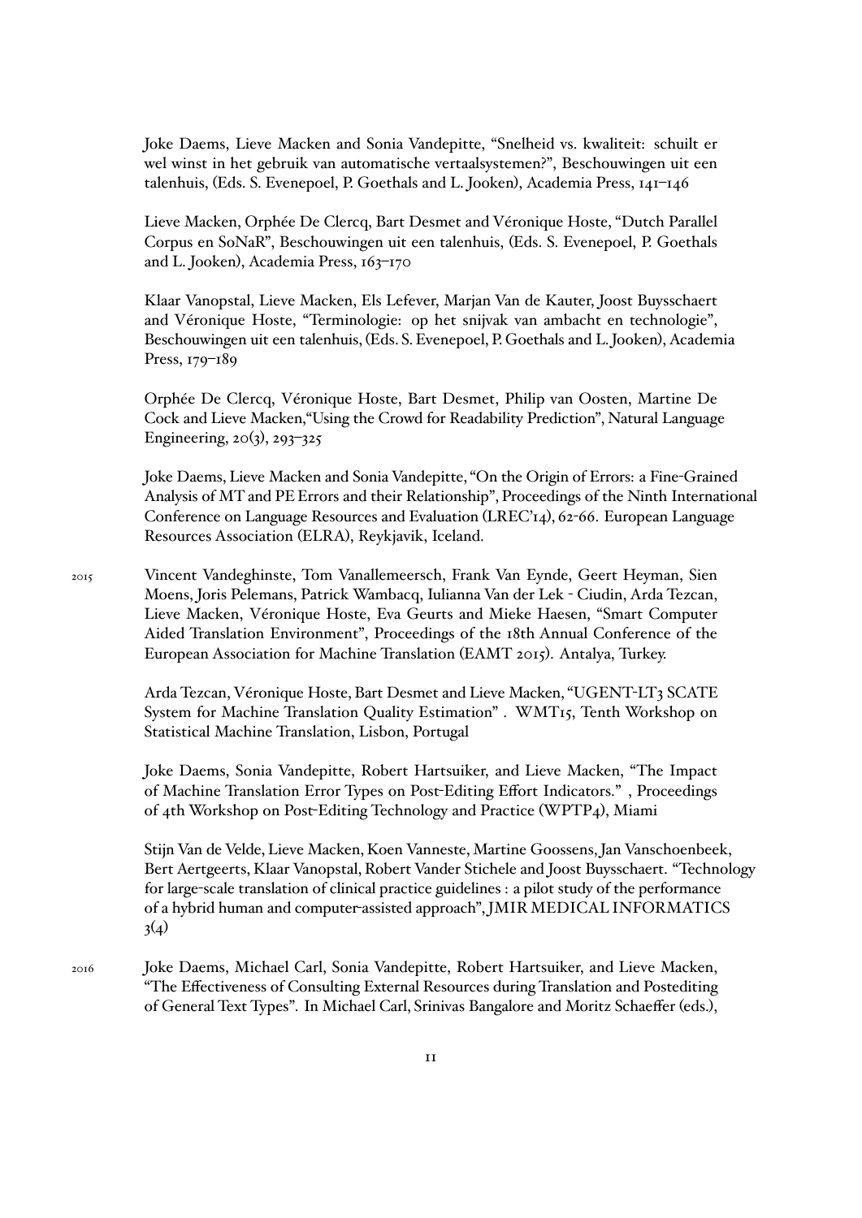Joke Daems, Lieve Macken and Sonia Vandepitte, "Snelheid vs. kwaliteit: schuilt er wel winst in het gebruik van automatische vertaalsystemen?", Beschouwingen uit een talenhuis, (Eds. S. Evenepoel, P. Goethals and L. Jooken), Academia Press, 141–146

Lieve Macken, Orphée De Clercq, Bart Desmet and Véronique Hoste, "Dutch Parallel Corpus en SoNaR", Beschouwingen uit een talenhuis, (Eds. S. Evenepoel, P. Goethals and L. Jooken), Academia Press, 163–170

Klaar Vanopstal, Lieve Macken, Els Lefever, Marjan Van de Kauter, Joost Buysschaert and Véronique Hoste, "Terminologie: op het snijvak van ambacht en technologie", Beschouwingen uit een talenhuis, (Eds. S. Evenepoel, P. Goethals and L. Jooken), Academia Press, 179–189

Orphée De Clercq, Véronique Hoste, Bart Desmet, Philip van Oosten, Martine De Cock and Lieve Macken,"Using the Crowd for Readability Prediction", Natural Language Engineering, 20(3), 293–325

Joke Daems, Lieve Macken and Sonia Vandepitte, "On the Origin of Errors: a Fine-Grained Analysis of MT and PE Errors and their Relationship", Proceedings of the Ninth International Conference on Language Resources and Evaluation (LREC'14), 62-66. European Language Resources Association (ELRA), Reykjavik, Iceland.

2015 Vincent Vandeghinste, Tom Vanallemeersch, Frank Van Eynde, Geert Heyman, Sien Moens, Joris Pelemans, Patrick Wambacq, Iulianna Van der Lek - Ciudin, Arda Tezcan, Lieve Macken, Véronique Hoste, Eva Geurts and Mieke Haesen, "Smart Computer Aided Translation Environment", Proceedings of the 18th Annual Conference of the European Association for Machine Translation (EAMT 2015). Antalya, Turkey.

Arda Tezcan, Véronique Hoste, Bart Desmet and Lieve Macken, "UGENT-LT3 SCATE System for Machine Translation Quality Estimation" . WMT15, Tenth Workshop on Statistical Machine Translation, Lisbon, Portugal

Joke Daems, Sonia Vandepitte, Robert Hartsuiker, and Lieve Macken, "The Impact of Machine Translation Error Types on Post-Editing Effort Indicators." , Proceedings of 4th Workshop on Post-Editing Technology and Practice (WPTP4), Miami

Stijn Van de Velde, Lieve Macken, Koen Vanneste, Martine Goossens, Jan Vanschoenbeek, Bert Aertgeerts, Klaar Vanopstal, Robert Vander Stichele and Joost Buysschaert. "Technology for large-scale translation of clinical practice guidelines : a pilot study of the performance of a hybrid human and computer-assisted approach", JMIR MEDICAL INFORMATICS 3(4)

2016 Joke Daems, Michael Carl, Sonia Vandepitte, Robert Hartsuiker, and Lieve Macken, "The Effectiveness of Consulting External Resources during Translation and Postediting of General Text Types". In Michael Carl, Srinivas Bangalore and Moritz Schaeffer (eds.),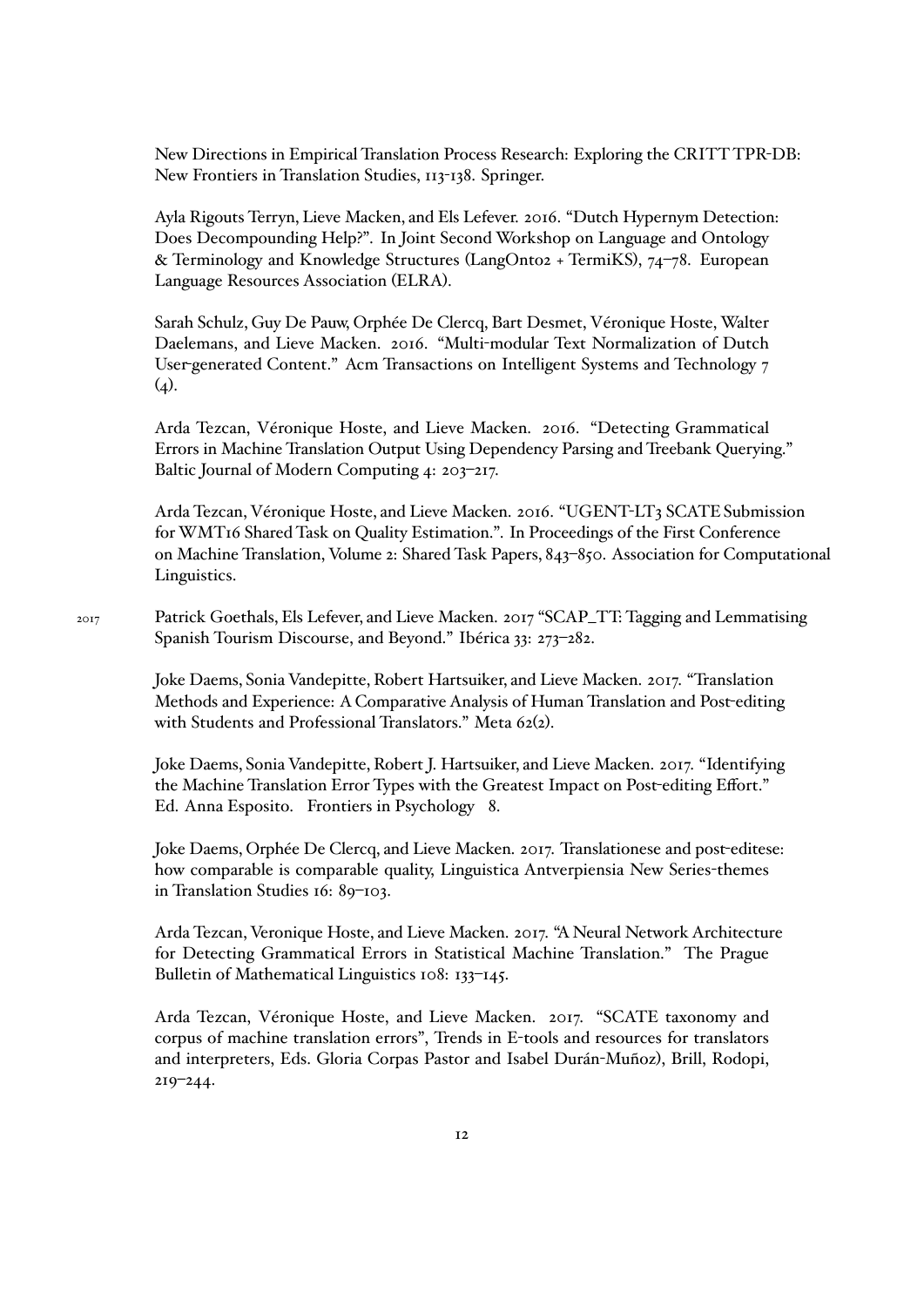New Directions in Empirical Translation Process Research: Exploring the CRITT TPR-DB: New Frontiers in Translation Studies, 113-138. Springer.

Ayla Rigouts Terryn, Lieve Macken, and Els Lefever. 2016. "Dutch Hypernym Detection: Does Decompounding Help?". In Joint Second Workshop on Language and Ontology & Terminology and Knowledge Structures (LangOnto2 + TermiKS), 74–78. European Language Resources Association (ELRA).

Sarah Schulz, Guy De Pauw, Orphée De Clercq, Bart Desmet, Véronique Hoste, Walter Daelemans, and Lieve Macken. 2016. "Multi-modular Text Normalization of Dutch User-generated Content." Acm Transactions on Intelligent Systems and Technology 7 (4).

Arda Tezcan, Véronique Hoste, and Lieve Macken. 2016. "Detecting Grammatical Errors in Machine Translation Output Using Dependency Parsing and Treebank Querying." Baltic Journal of Modern Computing 4: 203–217.

Arda Tezcan, Véronique Hoste, and Lieve Macken. 2016. "UGENT-LT3 SCATE Submission for WMT16 Shared Task on Quality Estimation.". In Proceedings of the First Conference on Machine Translation, Volume 2: Shared Task Papers, 843–850. Association for Computational Linguistics.

2017

Patrick Goethals, Els Lefever, and Lieve Macken. 2017 "SCAP_TT: Tagging and Lemmatising Spanish Tourism Discourse, and Beyond." Ibérica 33: 273–282.

Joke Daems, Sonia Vandepitte, Robert Hartsuiker, and Lieve Macken. 2017. "Translation Methods and Experience: A Comparative Analysis of Human Translation and Post-editing with Students and Professional Translators." Meta 62(2).

Joke Daems, Sonia Vandepitte, Robert J. Hartsuiker, and Lieve Macken. 2017. "Identifying the Machine Translation Error Types with the Greatest Impact on Post-editing Effort." Ed. Anna Esposito. Frontiers in Psychology 8.

Joke Daems, Orphée De Clercq, and Lieve Macken. 2017. Translationese and post-editese: how comparable is comparable quality, Linguistica Antverpiensia New Series-themes in Translation Studies 16: 89–103.

Arda Tezcan, Veronique Hoste, and Lieve Macken. 2017. "A Neural Network Architecture for Detecting Grammatical Errors in Statistical Machine Translation." The Prague Bulletin of Mathematical Linguistics 108: 133–145.

Arda Tezcan, Véronique Hoste, and Lieve Macken. 2017. "SCATE taxonomy and corpus of machine translation errors", Trends in E-tools and resources for translators and interpreters, Eds. Gloria Corpas Pastor and Isabel Durán-Muñoz), Brill, Rodopi, 219–244.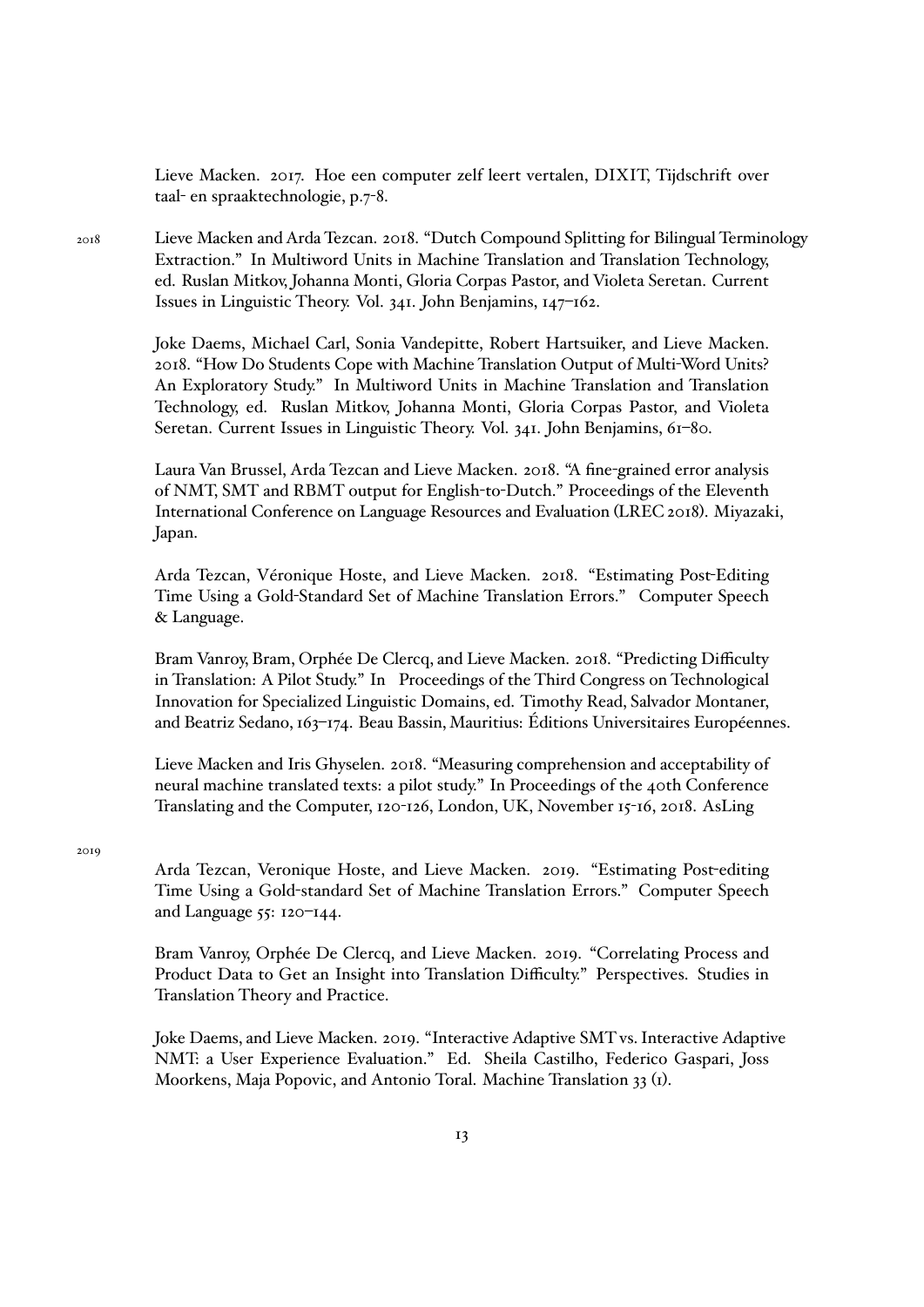Lieve Macken. 2017. Hoe een computer zelf leert vertalen, DIXIT, Tijdschrift over taal- en spraaktechnologie, p.7-8.

2018

Lieve Macken and Arda Tezcan. 2018. "Dutch Compound Splitting for Bilingual Terminology Extraction." In Multiword Units in Machine Translation and Translation Technology, ed. Ruslan Mitkov, Johanna Monti, Gloria Corpas Pastor, and Violeta Seretan. Current Issues in Linguistic Theory. Vol. 341. John Benjamins, 147–162.

Joke Daems, Michael Carl, Sonia Vandepitte, Robert Hartsuiker, and Lieve Macken. 2018. "How Do Students Cope with Machine Translation Output of Multi-Word Units? An Exploratory Study." In Multiword Units in Machine Translation and Translation Technology, ed. Ruslan Mitkov, Johanna Monti, Gloria Corpas Pastor, and Violeta Seretan. Current Issues in Linguistic Theory. Vol. 341. John Benjamins, 61–80.

Laura Van Brussel, Arda Tezcan and Lieve Macken. 2018. "A fine-grained error analysis of NMT, SMT and RBMT output for English-to-Dutch." Proceedings of the Eleventh International Conference on Language Resources and Evaluation (LREC 2018). Miyazaki, Japan.

Arda Tezcan, Véronique Hoste, and Lieve Macken. 2018. "Estimating Post-Editing Time Using a Gold-Standard Set of Machine Translation Errors." Computer Speech & Language.

Bram Vanroy, Bram, Orphée De Clercq, and Lieve Macken. 2018. "Predicting Difficulty in Translation: A Pilot Study." In Proceedings of the Third Congress on Technological Innovation for Specialized Linguistic Domains, ed. Timothy Read, Salvador Montaner, and Beatriz Sedano, 163–174. Beau Bassin, Mauritius: Éditions Universitaires Européennes.

Lieve Macken and Iris Ghyselen. 2018. "Measuring comprehension and acceptability of neural machine translated texts: a pilot study." In Proceedings of the 40th Conference Translating and the Computer, 120-126, London, UK, November 15-16, 2018. AsLing

2019

Arda Tezcan, Veronique Hoste, and Lieve Macken. 2019. "Estimating Post-editing Time Using a Gold-standard Set of Machine Translation Errors." Computer Speech and Language 55: 120–144.

Bram Vanroy, Orphée De Clercq, and Lieve Macken. 2019. "Correlating Process and Product Data to Get an Insight into Translation Difficulty." Perspectives. Studies in Translation Theory and Practice.

Joke Daems, and Lieve Macken. 2019. "Interactive Adaptive SMT vs. Interactive Adaptive NMT: a User Experience Evaluation." Ed. Sheila Castilho, Federico Gaspari, Joss Moorkens, Maja Popovic, and Antonio Toral. Machine Translation 33 (1).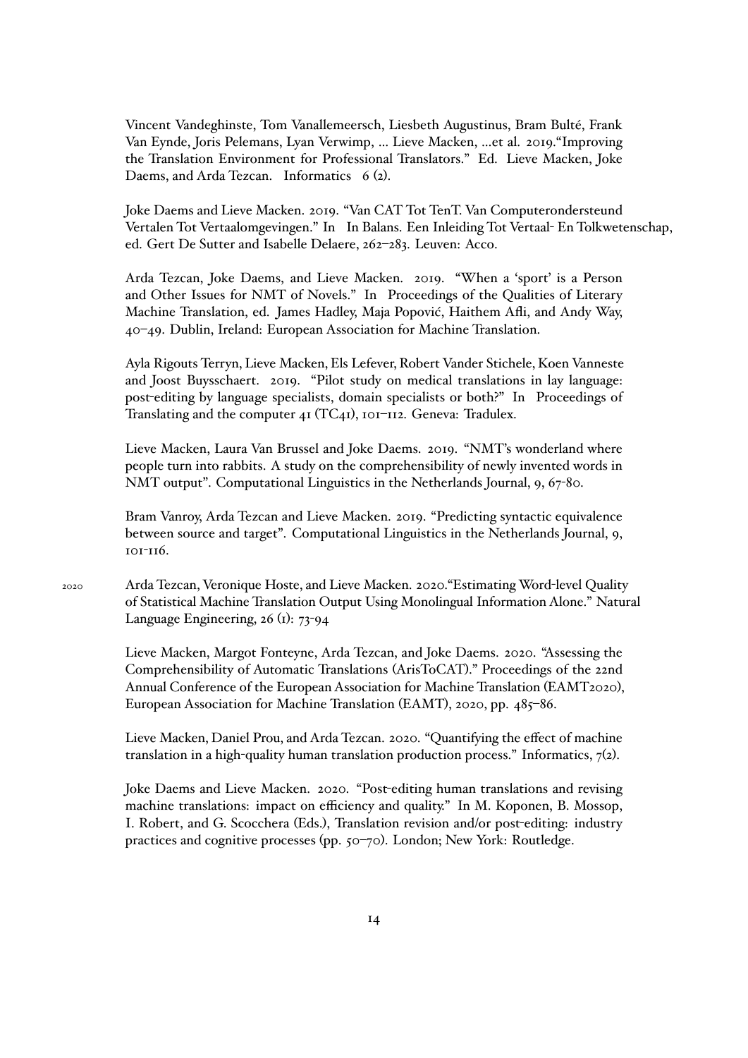Vincent Vandeghinste, Tom Vanallemeersch, Liesbeth Augustinus, Bram Bulté, Frank Van Eynde, Joris Pelemans, Lyan Verwimp, ... Lieve Macken, ...et al. 2019."Improving the Translation Environment for Professional Translators." Ed. Lieve Macken, Joke Daems, and Arda Tezcan. Informatics 6 (2).

Joke Daems and Lieve Macken. 2019. "Van CAT Tot TenT. Van Computerondersteund Vertalen Tot Vertaalomgevingen." In In Balans. Een Inleiding Tot Vertaal- En Tolkwetenschap, ed. Gert De Sutter and Isabelle Delaere, 262–283. Leuven: Acco.

Arda Tezcan, Joke Daems, and Lieve Macken. 2019. "When a 'sport' is a Person and Other Issues for NMT of Novels." In Proceedings of the Qualities of Literary Machine Translation, ed. James Hadley, Maja Popović, Haithem Afli, and Andy Way, 40–49. Dublin, Ireland: European Association for Machine Translation.

Ayla Rigouts Terryn, Lieve Macken, Els Lefever, Robert Vander Stichele, Koen Vanneste and Joost Buysschaert. 2019. "Pilot study on medical translations in lay language: post-editing by language specialists, domain specialists or both?" In Proceedings of Translating and the computer 41 (TC41), 101–112. Geneva: Tradulex.

Lieve Macken, Laura Van Brussel and Joke Daems. 2019. "NMT's wonderland where people turn into rabbits. A study on the comprehensibility of newly invented words in NMT output". Computational Linguistics in the Netherlands Journal, 9, 67-80.

Bram Vanroy, Arda Tezcan and Lieve Macken. 2019. "Predicting syntactic equivalence between source and target". Computational Linguistics in the Netherlands Journal, 9, 101-116.

2020

Arda Tezcan, Veronique Hoste, and Lieve Macken. 2020."Estimating Word-level Quality of Statistical Machine Translation Output Using Monolingual Information Alone." Natural Language Engineering, 26 (1): 73-94

Lieve Macken, Margot Fonteyne, Arda Tezcan, and Joke Daems. 2020. "Assessing the Comprehensibility of Automatic Translations (ArisToCAT)." Proceedings of the 22nd Annual Conference of the European Association for Machine Translation (EAMT2020), European Association for Machine Translation (EAMT), 2020, pp. 485–86.

Lieve Macken, Daniel Prou, and Arda Tezcan. 2020. "Quantifying the effect of machine translation in a high-quality human translation production process." Informatics, 7(2).

Joke Daems and Lieve Macken. 2020. "Post-editing human translations and revising machine translations: impact on efficiency and quality." In M. Koponen, B. Mossop, I. Robert, and G. Scocchera (Eds.), Translation revision and/or post-editing: industry practices and cognitive processes (pp. 50–70). London; New York: Routledge.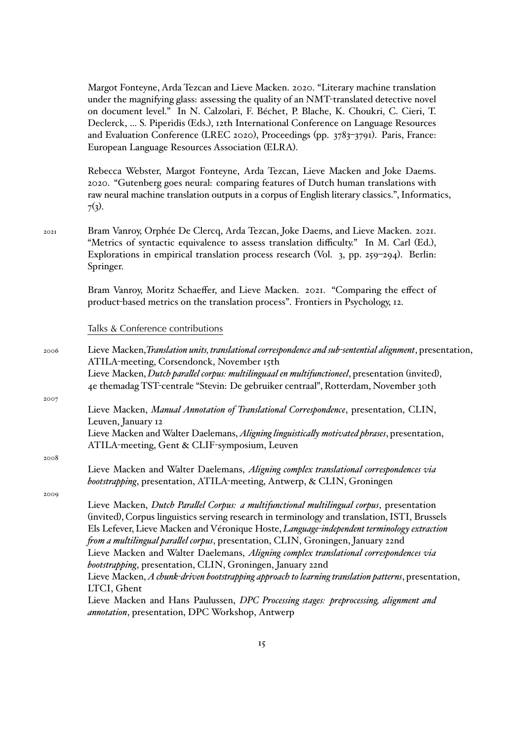Margot Fonteyne, Arda Tezcan and Lieve Macken. 2020. "Literary machine translation under the magnifying glass: assessing the quality of an NMT-translated detective novel on document level." In N. Calzolari, F. Béchet, P. Blache, K. Choukri, C. Cieri, T. Declerck, ... S. Piperidis (Eds.), 12th International Conference on Language Resources and Evaluation Conference (LREC 2020), Proceedings (pp. 3783–3791). Paris, France: European Language Resources Association (ELRA).

Rebecca Webster, Margot Fonteyne, Arda Tezcan, Lieve Macken and Joke Daems. 2020. "Gutenberg goes neural: comparing features of Dutch human translations with raw neural machine translation outputs in a corpus of English literary classics.", Informatics, 7(3).

2021 Bram Vanroy, Orphée De Clercq, Arda Tezcan, Joke Daems, and Lieve Macken. 2021. "Metrics of syntactic equivalence to assess translation difficulty." In M. Carl (Ed.), Explorations in empirical translation process research (Vol. 3, pp. 259–294). Berlin: Springer.

Bram Vanroy, Moritz Schaeffer, and Lieve Macken. 2021. "Comparing the effect of product-based metrics on the translation process". Frontiers in Psychology, 12.

## Talks & Conference contributions

2006

Lieve Macken, *Translation units, translational correspondence and sub-sentential alignment*, presentation, ATILA-meeting, Corsendonck, November 15th

Lieve Macken, *Dutch parallel corpus: multilinguaal en multifunctioneel*, presentation (invited), 4e themadag TST-centrale "Stevin: De gebruiker centraal", Rotterdam, November 30th

2007

Lieve Macken, *Manual Annotation of Translational Correspondence*, presentation, CLIN, Leuven, January 12

Lieve Macken and Walter Daelemans, *Aligning linguistically motivated phrases*, presentation, ATILA-meeting, Gent & CLIF-symposium, Leuven

2008

Lieve Macken and Walter Daelemans, *Aligning complex translational correspondences via bootstrapping*, presentation, ATILA-meeting, Antwerp, & CLIN, Groningen

2009

Lieve Macken, *Dutch Parallel Corpus: a multifunctional multilingual corpus*, presentation (invited), Corpus linguistics serving research in terminology and translation, ISTI, Brussels

Els Lefever, Lieve Macken and Véronique Hoste, *Language-independent terminology extraction from a multilingual parallel corpus*, presentation, CLIN, Groningen, January 22nd

Lieve Macken and Walter Daelemans, *Aligning complex translational correspondences via bootstrapping*, presentation, CLIN, Groningen, January 22nd

Lieve Macken, *A chunk-driven bootstrapping approach to learning translation patterns*, presentation, LTCI, Ghent

Lieve Macken and Hans Paulussen, *DPC Processing stages: preprocessing, alignment and annotation*, presentation, DPC Workshop, Antwerp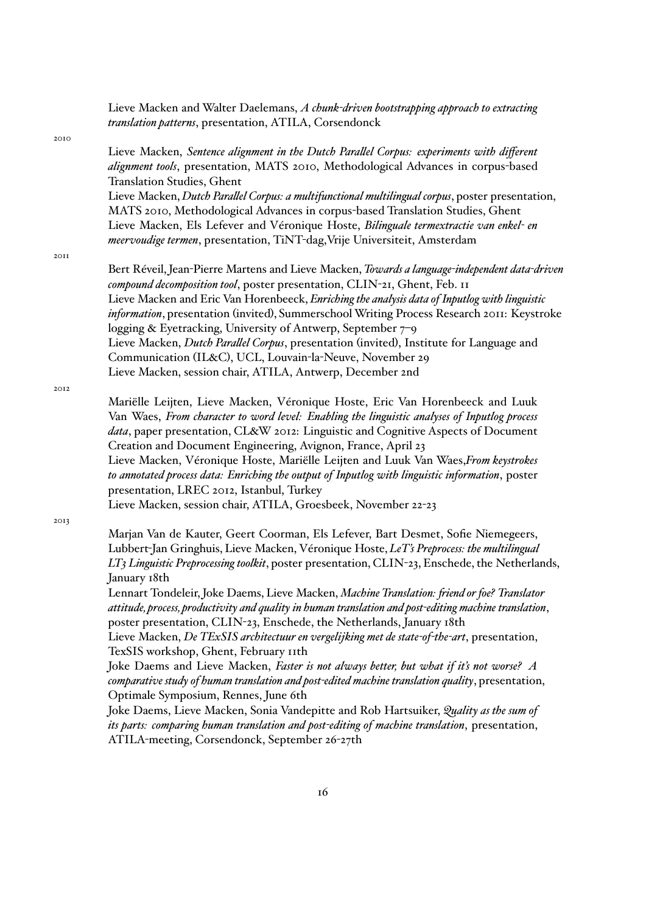Lieve Macken and Walter Daelemans, *A chunk-driven bootstrapping approach to extracting translation patterns*, presentation, ATILA, Corsendonck

2010

Lieve Macken, *Sentence alignment in the Dutch Parallel Corpus: experiments with different alignment tools*, presentation, MATS 2010, Methodological Advances in corpus-based Translation Studies, Ghent

Lieve Macken, *Dutch Parallel Corpus: a multifunctional multilingual corpus*, poster presentation, MATS 2010, Methodological Advances in corpus-based Translation Studies, Ghent

Lieve Macken, Els Lefever and Véronique Hoste, *Bilinguale termextractie van enkel- en meervoudige termen*, presentation, TiNT-dag, Vrije Universiteit, Amsterdam

2011

Bert Réveil, Jean-Pierre Martens and Lieve Macken, *Towards a language-independent data-driven compound decomposition tool*, poster presentation, CLIN-21, Ghent, Feb. 11

Lieve Macken and Eric Van Horenbeeck, *Enriching the analysis data of Inputlog with linguistic information*, presentation (invited), Summerschool Writing Process Research 2011: Keystroke logging & Eyetracking, University of Antwerp, September 7–9

Lieve Macken, *Dutch Parallel Corpus*, presentation (invited), Institute for Language and Communication (IL&C), UCL, Louvain-la-Neuve, November 29

Lieve Macken, session chair, ATILA, Antwerp, December 2nd

2012

Mariëlle Leijten, Lieve Macken, Véronique Hoste, Eric Van Horenbeeck and Luuk Van Waes, *From character to word level: Enabling the linguistic analyses of Inputlog process data*, paper presentation, CL&W 2012: Linguistic and Cognitive Aspects of Document Creation and Document Engineering, Avignon, France, April 23

Lieve Macken, Véronique Hoste, Mariëlle Leijten and Luuk Van Waes, *From keystrokes to annotated process data: Enriching the output of Inputlog with linguistic information*, poster presentation, LREC 2012, Istanbul, Turkey

Lieve Macken, session chair, ATILA, Groesbeek, November 22-23

2013

Marjan Van de Kauter, Geert Coorman, Els Lefever, Bart Desmet, Sofie Niemegeers, Lubbert-Jan Gringhuis, Lieve Macken, Véronique Hoste, *LeT's Preprocess: the multilingual LT3 Linguistic Preprocessing toolkit*, poster presentation, CLIN-23, Enschede, the Netherlands, January 18th

Lennart Tondeleir, Joke Daems, Lieve Macken, *Machine Translation: friend or foe? Translator attitude, process, productivity and quality in human translation and post-editing machine translation*, poster presentation, CLIN-23, Enschede, the Netherlands, January 18th

Lieve Macken, *De TExSIS architectuur en vergelijking met de state-of-the-art*, presentation, TexSIS workshop, Ghent, February 11th

Joke Daems and Lieve Macken, *Faster is not always better, but what if it's not worse? A comparative study of human translation and post-edited machine translation quality*, presentation, Optimale Symposium, Rennes, June 6th

Joke Daems, Lieve Macken, Sonia Vandepitte and Rob Hartsuiker, *Quality as the sum of its parts: comparing human translation and post-editing of machine translation*, presentation, ATILA-meeting, Corsendonck, September 26-27th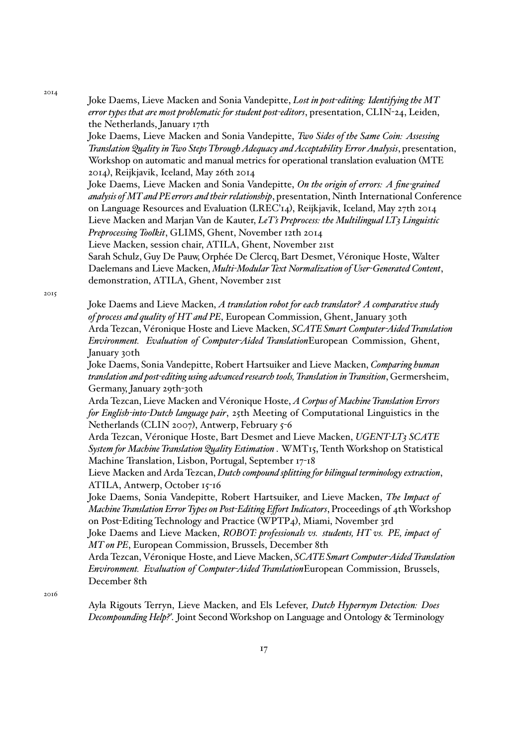2014

Joke Daems, Lieve Macken and Sonia Vandepitte, *Lost in post-editing: Identifying the MT error types that are most problematic for student post-editors*, presentation, CLIN-24, Leiden, the Netherlands, January 17th

Joke Daems, Lieve Macken and Sonia Vandepitte, *Two Sides of the Same Coin: Assessing Translation Quality in Two Steps Through Adequacy and Acceptability Error Analysis*, presentation, Workshop on automatic and manual metrics for operational translation evaluation (MTE 2014), Reijkjavik, Iceland, May 26th 2014

Joke Daems, Lieve Macken and Sonia Vandepitte, *On the origin of errors: A fine-grained analysis of MT and PE errors and their relationship*, presentation, Ninth International Conference on Language Resources and Evaluation (LREC'14), Reijkjavik, Iceland, May 27th 2014

Lieve Macken and Marjan Van de Kauter, *LeT's Preprocess: the Multilingual LT3 Linguistic Preprocessing Toolkit*, GLIMS, Ghent, November 12th 2014

Lieve Macken, session chair, ATILA, Ghent, November 21st

Sarah Schulz, Guy De Pauw, Orphée De Clercq, Bart Desmet, Véronique Hoste, Walter Daelemans and Lieve Macken, *Multi-Modular Text Normalization of User-Generated Content*, demonstration, ATILA, Ghent, November 21st

2015

Joke Daems and Lieve Macken, *A translation robot for each translator? A comparative study of process and quality of HT and PE*, European Commission, Ghent, January 30th

Arda Tezcan, Véronique Hoste and Lieve Macken, *SCATE Smart Computer-Aided Translation Environment. Evaluation of Computer-Aided Translation*European Commission, Ghent, January 30th

Joke Daems, Sonia Vandepitte, Robert Hartsuiker and Lieve Macken, *Comparing human translation and post-editing using advanced research tools, Translation in Transition*, Germersheim, Germany, January 29th-30th

Arda Tezcan, Lieve Macken and Véronique Hoste, *A Corpus of Machine Translation Errors for English-into-Dutch language pair*, 25th Meeting of Computational Linguistics in the Netherlands (CLIN 2007), Antwerp, February 5-6

Arda Tezcan, Véronique Hoste, Bart Desmet and Lieve Macken, *UGENT-LT3 SCATE System for Machine Translation Quality Estimation* . WMT15, Tenth Workshop on Statistical Machine Translation, Lisbon, Portugal, September 17-18

Lieve Macken and Arda Tezcan, *Dutch compound splitting for bilingual terminology extraction*, ATILA, Antwerp, October 15-16

Joke Daems, Sonia Vandepitte, Robert Hartsuiker, and Lieve Macken, *The Impact of Machine Translation Error Types on Post-Editing Effort Indicators*, Proceedings of 4th Workshop on Post-Editing Technology and Practice (WPTP4), Miami, November 3rd

Joke Daems and Lieve Macken, *ROBOT: professionals vs. students, HT vs. PE, impact of MT on PE*, European Commission, Brussels, December 8th

Arda Tezcan, Véronique Hoste, and Lieve Macken, *SCATE Smart Computer-Aided Translation Environment. Evaluation of Computer-Aided Translation*European Commission, Brussels, December 8th

2016

Ayla Rigouts Terryn, Lieve Macken, and Els Lefever, *Dutch Hypernym Detection: Does Decompounding Help?*. Joint Second Workshop on Language and Ontology & Terminology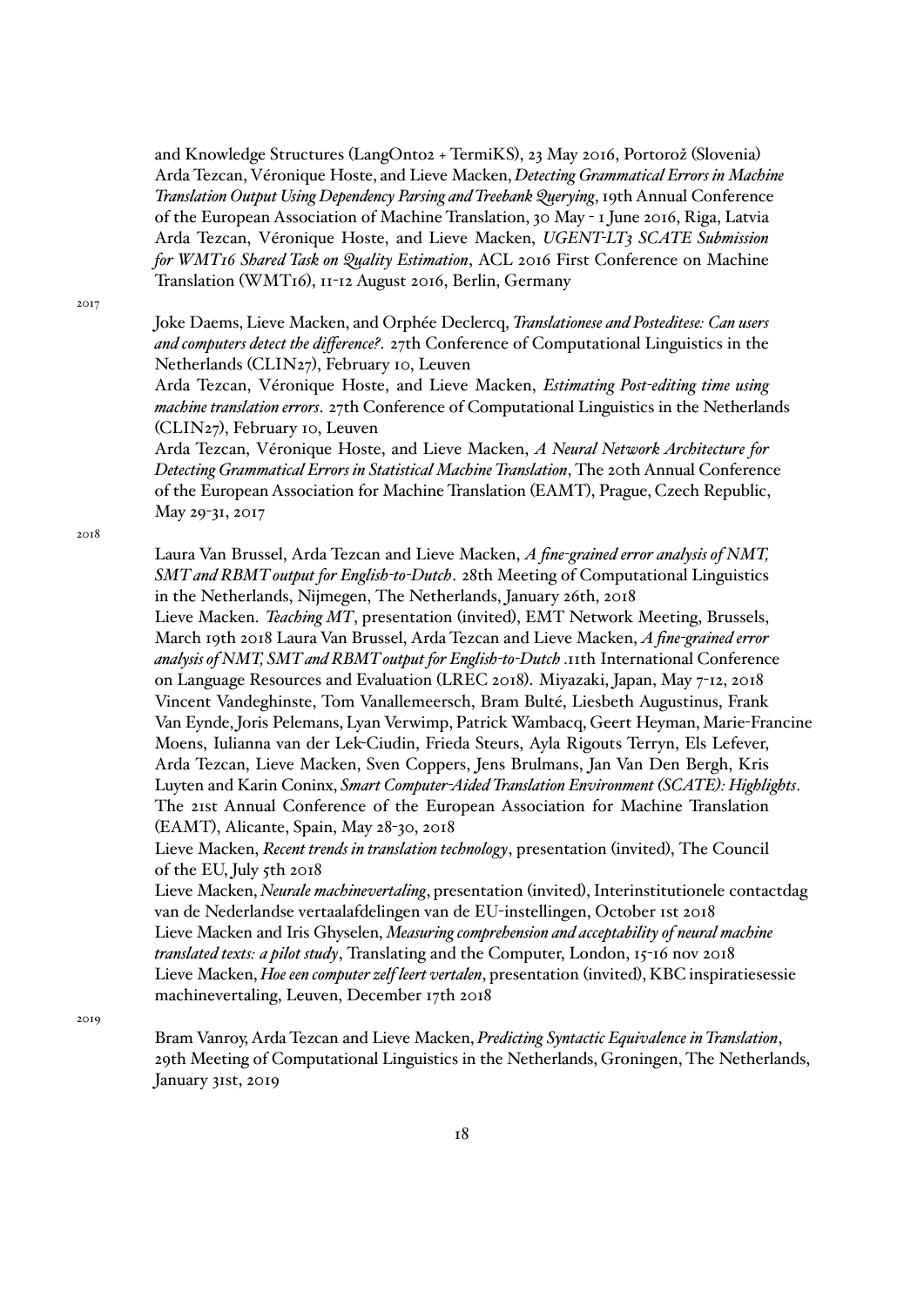and Knowledge Structures (LangOnto2 + TermiKS), 23 May 2016, Portorož (Slovenia)

Arda Tezcan, Véronique Hoste, and Lieve Macken, *Detecting Grammatical Errors in Machine Translation Output Using Dependency Parsing and Treebank Querying*, 19th Annual Conference of the European Association of Machine Translation, 30 May - 1 June 2016, Riga, Latvia

Arda Tezcan, Véronique Hoste, and Lieve Macken, *UGENT-LT3 SCATE Submission for WMT16 Shared Task on Quality Estimation*, ACL 2016 First Conference on Machine Translation (WMT16), 11-12 August 2016, Berlin, Germany

2017

Joke Daems, Lieve Macken, and Orphée Declercq, *Translationese and Posteditese: Can users and computers detect the difference?*. 27th Conference of Computational Linguistics in the Netherlands (CLIN27), February 10, Leuven

Arda Tezcan, Véronique Hoste, and Lieve Macken, *Estimating Post-editing time using machine translation errors*. 27th Conference of Computational Linguistics in the Netherlands (CLIN27), February 10, Leuven

Arda Tezcan, Véronique Hoste, and Lieve Macken, *A Neural Network Architecture for Detecting Grammatical Errors in Statistical Machine Translation*, The 20th Annual Conference of the European Association for Machine Translation (EAMT), Prague, Czech Republic, May 29-31, 2017

2018

Laura Van Brussel, Arda Tezcan and Lieve Macken, *A fine-grained error analysis of NMT, SMT and RBMT output for English-to-Dutch*. 28th Meeting of Computational Linguistics in the Netherlands, Nijmegen, The Netherlands, January 26th, 2018

Lieve Macken. *Teaching MT*, presentation (invited), EMT Network Meeting, Brussels, March 19th 2018 Laura Van Brussel, Arda Tezcan and Lieve Macken, *A fine-grained error analysis of NMT, SMT and RBMT output for English-to-Dutch* .11th International Conference on Language Resources and Evaluation (LREC 2018). Miyazaki, Japan, May 7-12, 2018

Vincent Vandeghinste, Tom Vanallemeersch, Bram Bulté, Liesbeth Augustinus, Frank Van Eynde, Joris Pelemans, Lyan Verwimp, Patrick Wambacq, Geert Heyman, Marie-Francine Moens, Iulianna van der Lek-Ciudin, Frieda Steurs, Ayla Rigouts Terryn, Els Lefever, Arda Tezcan, Lieve Macken, Sven Coppers, Jens Brulmans, Jan Van Den Bergh, Kris Luyten and Karin Coninx, *Smart Computer-Aided Translation Environment (SCATE): Highlights*. The 21st Annual Conference of the European Association for Machine Translation (EAMT), Alicante, Spain, May 28-30, 2018

Lieve Macken, *Recent trends in translation technology*, presentation (invited), The Council of the EU, July 5th 2018

Lieve Macken, *Neurale machinevertaling*, presentation (invited), Interinstitutionele contactdag van de Nederlandse vertaalafdelingen van de EU-instellingen, October 1st 2018

Lieve Macken and Iris Ghyselen, *Measuring comprehension and acceptability of neural machine translated texts: a pilot study*, Translating and the Computer, London, 15-16 nov 2018

Lieve Macken, *Hoe een computer zelf leert vertalen*, presentation (invited), KBC inspiratiesessie machinevertaling, Leuven, December 17th 2018

2019

Bram Vanroy, Arda Tezcan and Lieve Macken, *Predicting Syntactic Equivalence in Translation*, 29th Meeting of Computational Linguistics in the Netherlands, Groningen, The Netherlands, January 31st, 2019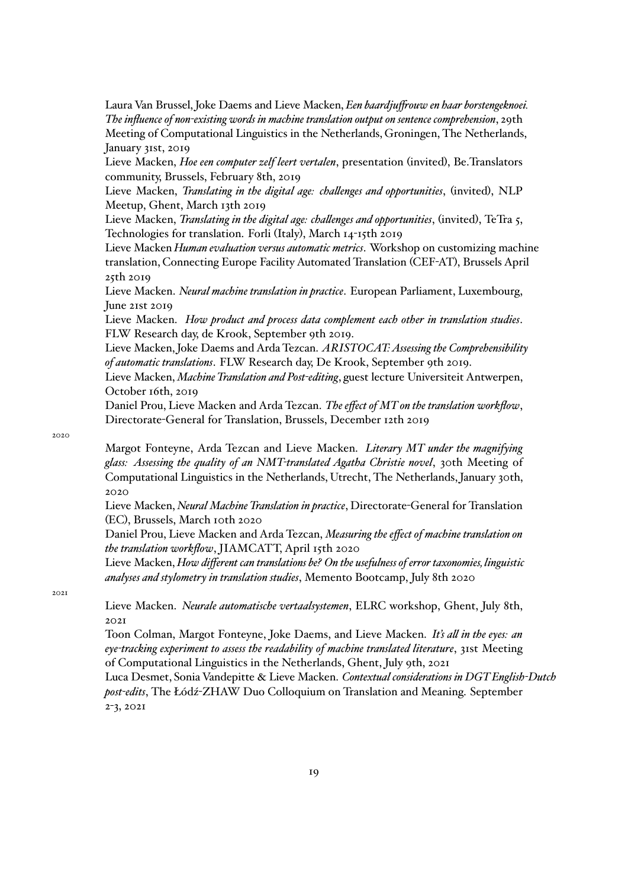Laura Van Brussel, Joke Daems and Lieve Macken, *Een baardjuffrouw en haar borstengeknoei. The influence of non-existing words in machine translation output on sentence comprehension*, 29th Meeting of Computational Linguistics in the Netherlands, Groningen, The Netherlands, January 31st, 2019

Lieve Macken, *Hoe een computer zelf leert vertalen*, presentation (invited), Be.Translators community, Brussels, February 8th, 2019

Lieve Macken, *Translating in the digital age: challenges and opportunities*, (invited), NLP Meetup, Ghent, March 13th 2019

Lieve Macken, *Translating in the digital age: challenges and opportunities*, (invited), TeTra 5, Technologies for translation. Forli (Italy), March 14-15th 2019

Lieve Macken *Human evaluation versus automatic metrics*. Workshop on customizing machine translation, Connecting Europe Facility Automated Translation (CEF-AT), Brussels April 25th 2019

Lieve Macken. *Neural machine translation in practice*. European Parliament, Luxembourg, June 21st 2019

Lieve Macken. *How product and process data complement each other in translation studies*. FLW Research day, de Krook, September 9th 2019.

Lieve Macken, Joke Daems and Arda Tezcan. *ARISTOCAT: Assessing the Comprehensibility of automatic translations*. FLW Research day, De Krook, September 9th 2019.

Lieve Macken, *Machine Translation and Post-editing*, guest lecture Universiteit Antwerpen, October 16th, 2019

Daniel Prou, Lieve Macken and Arda Tezcan. *The effect of MT on the translation workflow*, Directorate-General for Translation, Brussels, December 12th 2019

2020

Margot Fonteyne, Arda Tezcan and Lieve Macken. *Literary MT under the magnifying glass: Assessing the quality of an NMT-translated Agatha Christie novel*, 30th Meeting of Computational Linguistics in the Netherlands, Utrecht, The Netherlands, January 30th, 2020

Lieve Macken, *Neural Machine Translation in practice*, Directorate-General for Translation (EC), Brussels, March 10th 2020

Daniel Prou, Lieve Macken and Arda Tezcan, *Measuring the effect of machine translation on the translation workflow*, JIAMCATT, April 15th 2020

Lieve Macken, *How different can translations be? On the usefulness of error taxonomies, linguistic analyses and stylometry in translation studies*, Memento Bootcamp, July 8th 2020

2021

Lieve Macken. *Neurale automatische vertaalsystemen*, ELRC workshop, Ghent, July 8th, 2021

Toon Colman, Margot Fonteyne, Joke Daems, and Lieve Macken. *It's all in the eyes: an eye-tracking experiment to assess the readability of machine translated literature*, 31st Meeting of Computational Linguistics in the Netherlands, Ghent, July 9th, 2021

Luca Desmet, Sonia Vandepitte & Lieve Macken. *Contextual considerations in DGT English-Dutch post-edits*, The Łódź-ZHAW Duo Colloquium on Translation and Meaning. September 2-3, 2021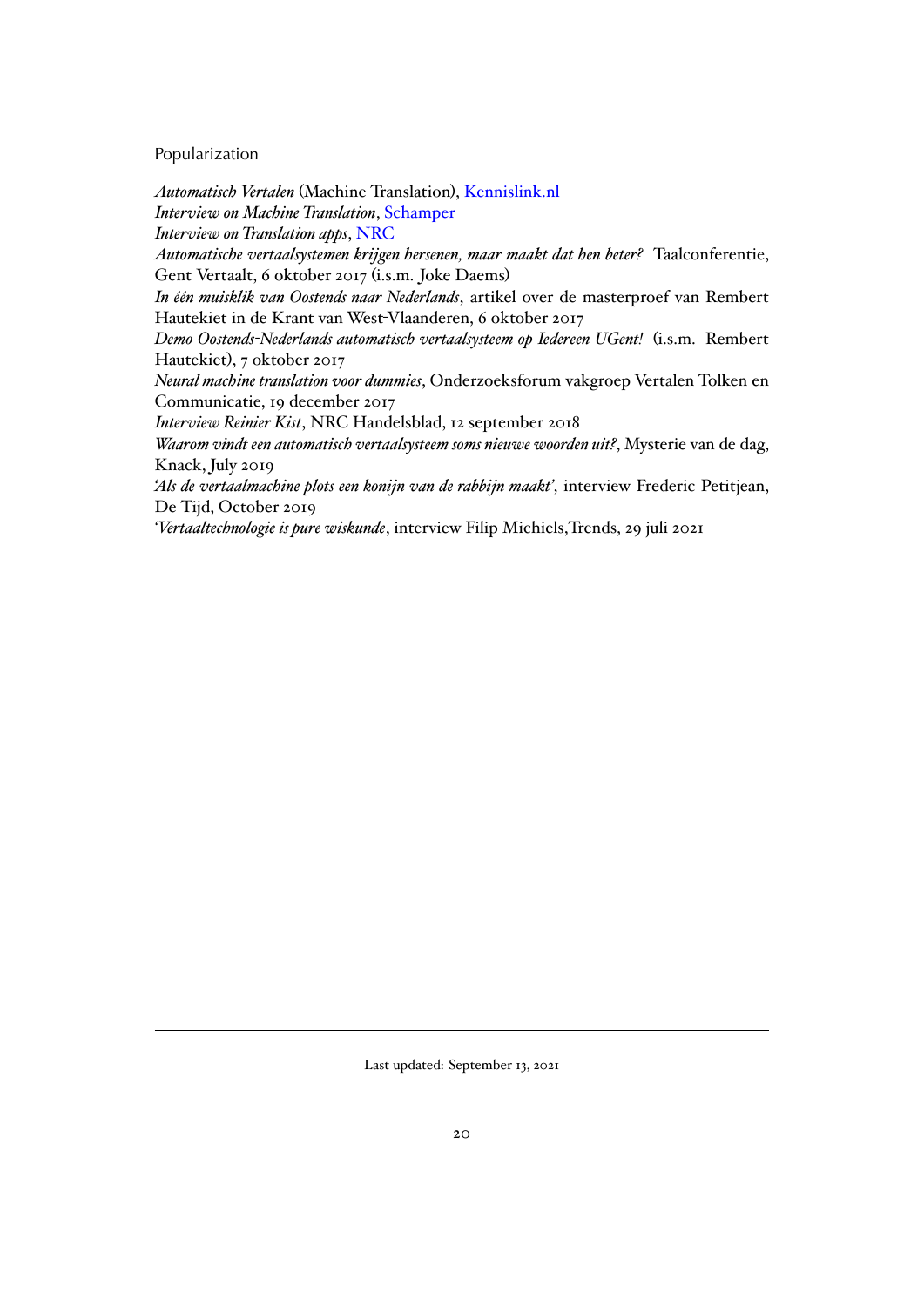## Popularization

*Automatisch Vertalen* (Machine Translation), Kennislink.nl
*Interview on Machine Translation*, Schamper
*Interview on Translation apps*, NRC
*Automatische vertaalsystemen krijgen hersenen, maar maakt dat hen beter?* Taalconferentie, Gent Vertaalt, 6 oktober 2017 (i.s.m. Joke Daems)
*In één muisklik van Oostends naar Nederlands*, artikel over de masterproef van Rembert Hautekiet in de Krant van West-Vlaanderen, 6 oktober 2017
*Demo Oostends-Nederlands automatisch vertaalsysteem op Iedereen UGent!* (i.s.m. Rembert Hautekiet), 7 oktober 2017
*Neural machine translation voor dummies*, Onderzoeksforum vakgroep Vertalen Tolken en Communicatie, 19 december 2017
*Interview Reinier Kist*, NRC Handelsblad, 12 september 2018
*Waarom vindt een automatisch vertaalsysteem soms nieuwe woorden uit?*, Mysterie van de dag, Knack, July 2019
*'Als de vertaalmachine plots een konijn van de rabbijn maakt'*, interview Frederic Petitjean, De Tijd, October 2019
*'Vertaaltechnologie is pure wiskunde*, interview Filip Michiels,Trends, 29 juli 2021

Last updated: September 13, 2021